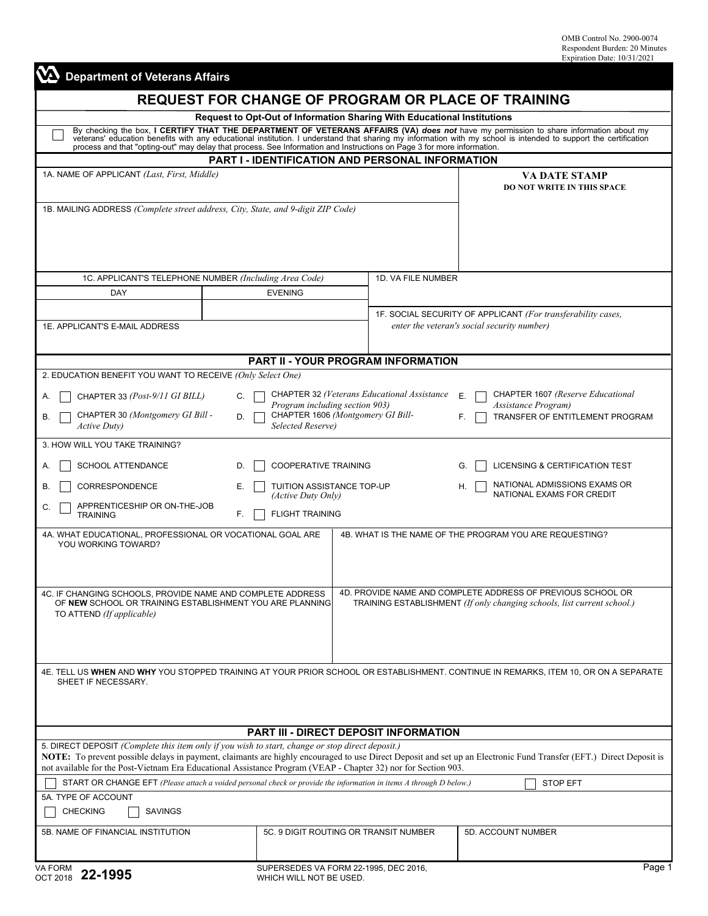OMB Control No. 2900-0074
Respondent Burden: 20 Minutes
Expiration Date: 10/31/2021

**Department of Veterans Affairs**

# REQUEST FOR CHANGE OF PROGRAM OR PLACE OF TRAINING

**Request to Opt-Out of Information Sharing With Educational Institutions**

☐ By checking the box, **I CERTIFY THAT THE DEPARTMENT OF VETERANS AFFAIRS (VA)** ***does not*** have my permission to share information about my veterans' education benefits with any educational institution. I understand that sharing my information with my school is intended to support the certification process and that "opting-out" may delay that process. See Information and Instructions on Page 3 for more information.

## PART I - IDENTIFICATION AND PERSONAL INFORMATION

1A. NAME OF APPLICANT *(Last, First, Middle)*

**VA DATE STAMP**
**DO NOT WRITE IN THIS SPACE**

1B. MAILING ADDRESS *(Complete street address, City, State, and 9-digit ZIP Code)*

1C. APPLICANT'S TELEPHONE NUMBER *(Including Area Code)*

| DAY | EVENING |
|---|---|
| | |

1D. VA FILE NUMBER

1E. APPLICANT'S E-MAIL ADDRESS

1F. SOCIAL SECURITY OF APPLICANT *(For transferability cases, enter the veteran's social security number)*

## PART II - YOUR PROGRAM INFORMATION

2. EDUCATION BENEFIT YOU WANT TO RECEIVE *(Only Select One)*

- A. ☐ CHAPTER 33 *(Post-9/11 GI BILL)*
- B. ☐ CHAPTER 30 *(Montgomery GI Bill - Active Duty)*
- C. ☐ CHAPTER 32 *(Veterans Educational Assistance Program including section 903)*
- D. ☐ CHAPTER 1606 *(Montgomery GI Bill-Selected Reserve)*
- E. ☐ CHAPTER 1607 *(Reserve Educational Assistance Program)*
- F. ☐ TRANSFER OF ENTITLEMENT PROGRAM

3. HOW WILL YOU TAKE TRAINING?

- A. ☐ SCHOOL ATTENDANCE
- B. ☐ CORRESPONDENCE
- C. ☐ APPRENTICESHIP OR ON-THE-JOB TRAINING
- D. ☐ COOPERATIVE TRAINING
- E. ☐ TUITION ASSISTANCE TOP-UP *(Active Duty Only)*
- F. ☐ FLIGHT TRAINING
- G. ☐ LICENSING & CERTIFICATION TEST
- H. ☐ NATIONAL ADMISSIONS EXAMS OR NATIONAL EXAMS FOR CREDIT

4A. WHAT EDUCATIONAL, PROFESSIONAL OR VOCATIONAL GOAL ARE YOU WORKING TOWARD?

4B. WHAT IS THE NAME OF THE PROGRAM YOU ARE REQUESTING?

4C. IF CHANGING SCHOOLS, PROVIDE NAME AND COMPLETE ADDRESS OF **NEW** SCHOOL OR TRAINING ESTABLISHMENT YOU ARE PLANNING TO ATTEND *(If applicable)*

4D. PROVIDE NAME AND COMPLETE ADDRESS OF PREVIOUS SCHOOL OR TRAINING ESTABLISHMENT *(If only changing schools, list current school.)*

4E. TELL US **WHEN** AND **WHY** YOU STOPPED TRAINING AT YOUR PRIOR SCHOOL OR ESTABLISHMENT. CONTINUE IN REMARKS, ITEM 10, OR ON A SEPARATE SHEET IF NECESSARY.

## PART III - DIRECT DEPOSIT INFORMATION

5. DIRECT DEPOSIT *(Complete this item only if you wish to start, change or stop direct deposit.)*
**NOTE:** To prevent possible delays in payment, claimants are highly encouraged to use Direct Deposit and set up an Electronic Fund Transfer (EFT.) Direct Deposit is not available for the Post-Vietnam Era Educational Assistance Program (VEAP - Chapter 32) nor for Section 903.

☐ START OR CHANGE EFT *(Please attach a voided personal check or provide the information in items A through D below.)* ☐ STOP EFT

5A. TYPE OF ACCOUNT

☐ CHECKING ☐ SAVINGS

| 5B. NAME OF FINANCIAL INSTITUTION | 5C. 9 DIGIT ROUTING OR TRANSIT NUMBER | 5D. ACCOUNT NUMBER |
|---|---|---|
| | | |

VA FORM 22-1995
OCT 2018

SUPERSEDES VA FORM 22-1995, DEC 2016, WHICH WILL NOT BE USED.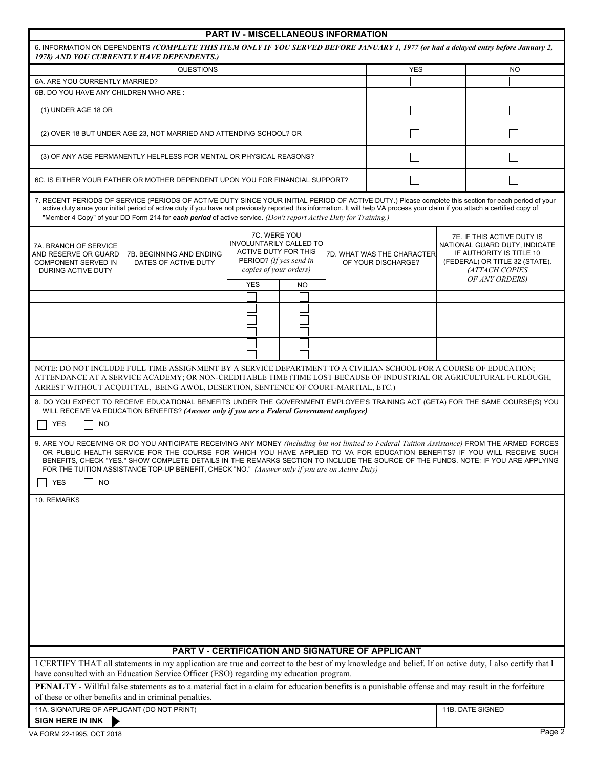## PART IV - MISCELLANEOUS INFORMATION

6. INFORMATION ON DEPENDENTS ***(COMPLETE THIS ITEM ONLY IF YOU SERVED BEFORE JANUARY 1, 1977 (or had a delayed entry before January 2, 1978) AND YOU CURRENTLY HAVE DEPENDENTS.)***

| QUESTIONS | YES | NO |
|---|---|---|
| 6A. ARE YOU CURRENTLY MARRIED? | ☐ | ☐ |
| 6B. DO YOU HAVE ANY CHILDREN WHO ARE : | | |
| (1) UNDER AGE 18 OR | ☐ | ☐ |
| (2) OVER 18 BUT UNDER AGE 23, NOT MARRIED AND ATTENDING SCHOOL? OR | ☐ | ☐ |
| (3) OF ANY AGE PERMANENTLY HELPLESS FOR MENTAL OR PHYSICAL REASONS? | ☐ | ☐ |
| 6C. IS EITHER YOUR FATHER OR MOTHER DEPENDENT UPON YOU FOR FINANCIAL SUPPORT? | ☐ | ☐ |

7. RECENT PERIODS OF SERVICE (PERIODS OF ACTIVE DUTY SINCE YOUR INITIAL PERIOD OF ACTIVE DUTY.) Please complete this section for each period of your active duty since your initial period of active duty if you have not previously reported this information. It will help VA process your claim if you attach a certified copy of "Member 4 Copy" of your DD Form 214 for ***each period*** of active service. *(Don't report Active Duty for Training.)*

| 7A. BRANCH OF SERVICE AND RESERVE OR GUARD COMPONENT SERVED IN DURING ACTIVE DUTY | 7B. BEGINNING AND ENDING DATES OF ACTIVE DUTY | 7C. WERE YOU INVOLUNTARILY CALLED TO ACTIVE DUTY FOR THIS PERIOD? *(If yes send in copies of your orders)* | | 7D. WHAT WAS THE CHARACTER OF YOUR DISCHARGE? | 7E. IF THIS ACTIVE DUTY IS NATIONAL GUARD DUTY, INDICATE IF AUTHORITY IS TITLE 10 (FEDERAL) OR TITLE 32 (STATE). *(ATTACH COPIES OF ANY ORDERS)* |
|---|---|---|---|---|---|
| | | YES | NO | | |
| | | ☐ | ☐ | | |
| | | ☐ | ☐ | | |
| | | ☐ | ☐ | | |
| | | ☐ | ☐ | | |
| | | ☐ | ☐ | | |
| | | ☐ | ☐ | | |

NOTE: DO NOT INCLUDE FULL TIME ASSIGNMENT BY A SERVICE DEPARTMENT TO A CIVILIAN SCHOOL FOR A COURSE OF EDUCATION; ATTENDANCE AT A SERVICE ACADEMY; OR NON-CREDITABLE TIME (TIME LOST BECAUSE OF INDUSTRIAL OR AGRICULTURAL FURLOUGH, ARREST WITHOUT ACQUITTAL, BEING AWOL, DESERTION, SENTENCE OF COURT-MARTIAL, ETC.)

8. DO YOU EXPECT TO RECEIVE EDUCATIONAL BENEFITS UNDER THE GOVERNMENT EMPLOYEE'S TRAINING ACT (GETA) FOR THE SAME COURSE(S) YOU WILL RECEIVE VA EDUCATION BENEFITS? ***(Answer only if you are a Federal Government employee)***

☐ YES ☐ NO

9. ARE YOU RECEIVING OR DO YOU ANTICIPATE RECEIVING ANY MONEY *(including but not limited to Federal Tuition Assistance)* FROM THE ARMED FORCES OR PUBLIC HEALTH SERVICE FOR THE COURSE FOR WHICH YOU HAVE APPLIED TO VA FOR EDUCATION BENEFITS? IF YOU WILL RECEIVE SUCH BENEFITS, CHECK "YES." SHOW COMPLETE DETAILS IN THE REMARKS SECTION TO INCLUDE THE SOURCE OF THE FUNDS. NOTE: IF YOU ARE APPLYING FOR THE TUITION ASSISTANCE TOP-UP BENEFIT, CHECK "NO." *(Answer only if you are on Active Duty)*

☐ YES ☐ NO

10. REMARKS

## PART V - CERTIFICATION AND SIGNATURE OF APPLICANT

I CERTIFY THAT all statements in my application are true and correct to the best of my knowledge and belief. If on active duty, I also certify that I have consulted with an Education Service Officer (ESO) regarding my education program.

**PENALTY** - Willful false statements as to a material fact in a claim for education benefits is a punishable offense and may result in the forfeiture of these or other benefits and in criminal penalties.

| 11A. SIGNATURE OF APPLICANT (DO NOT PRINT) | 11B. DATE SIGNED |
|---|---|
| **SIGN HERE IN INK** ▶ | |

VA FORM 22-1995, OCT 2018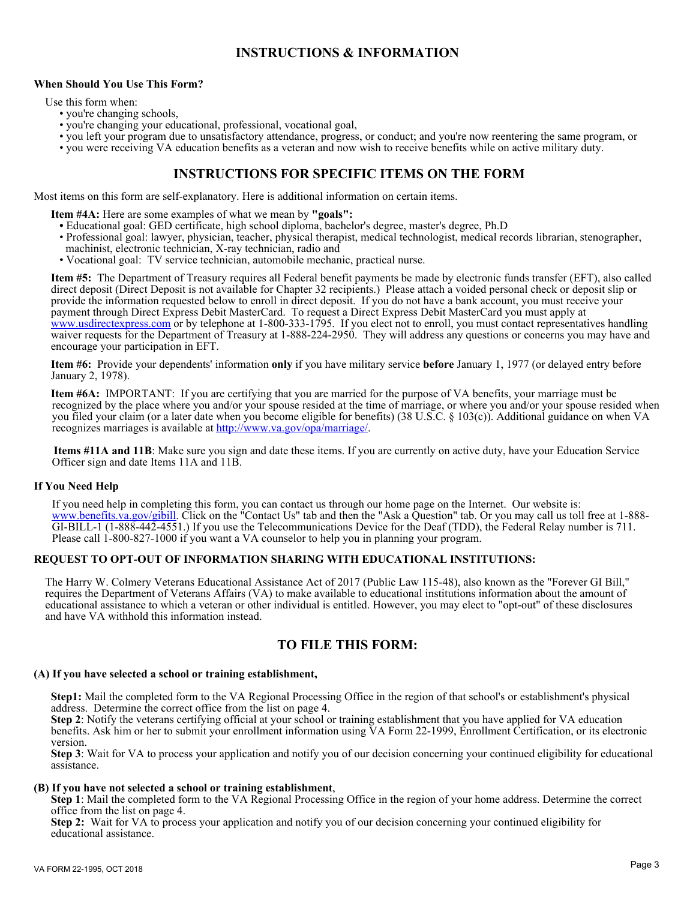# INSTRUCTIONS & INFORMATION

**When Should You Use This Form?**

Use this form when:

- you're changing schools,
- you're changing your educational, professional, vocational goal,
- you left your program due to unsatisfactory attendance, progress, or conduct; and you're now reentering the same program, or
- you were receiving VA education benefits as a veteran and now wish to receive benefits while on active military duty.

## INSTRUCTIONS FOR SPECIFIC ITEMS ON THE FORM

Most items on this form are self-explanatory. Here is additional information on certain items.

**Item #4A:** Here are some examples of what we mean by **"goals":**

- Educational goal: GED certificate, high school diploma, bachelor's degree, master's degree, Ph.D
- Professional goal: lawyer, physician, teacher, physical therapist, medical technologist, medical records librarian, stenographer, machinist, electronic technician, X-ray technician, radio and
- Vocational goal: TV service technician, automobile mechanic, practical nurse.

**Item #5:** The Department of Treasury requires all Federal benefit payments be made by electronic funds transfer (EFT), also called direct deposit (Direct Deposit is not available for Chapter 32 recipients.) Please attach a voided personal check or deposit slip or provide the information requested below to enroll in direct deposit. If you do not have a bank account, you must receive your payment through Direct Express Debit MasterCard. To request a Direct Express Debit MasterCard you must apply at www.usdirectexpress.com or by telephone at 1-800-333-1795. If you elect not to enroll, you must contact representatives handling waiver requests for the Department of Treasury at 1-888-224-2950. They will address any questions or concerns you may have and encourage your participation in EFT.

**Item #6:** Provide your dependents' information **only** if you have military service **before** January 1, 1977 (or delayed entry before January 2, 1978).

**Item #6A:** IMPORTANT: If you are certifying that you are married for the purpose of VA benefits, your marriage must be recognized by the place where you and/or your spouse resided at the time of marriage, or where you and/or your spouse resided when you filed your claim (or a later date when you become eligible for benefits) (38 U.S.C. § 103(c)). Additional guidance on when VA recognizes marriages is available at http://www.va.gov/opa/marriage/.

**Items #11A and 11B**: Make sure you sign and date these items. If you are currently on active duty, have your Education Service Officer sign and date Items 11A and 11B.

**If You Need Help**

If you need help in completing this form, you can contact us through our home page on the Internet. Our website is: www.benefits.va.gov/gibill. Click on the "Contact Us" tab and then the "Ask a Question" tab. Or you may call us toll free at 1-888-GI-BILL-1 (1-888-442-4551.) If you use the Telecommunications Device for the Deaf (TDD), the Federal Relay number is 711. Please call 1-800-827-1000 if you want a VA counselor to help you in planning your program.

**REQUEST TO OPT-OUT OF INFORMATION SHARING WITH EDUCATIONAL INSTITUTIONS:**

The Harry W. Colmery Veterans Educational Assistance Act of 2017 (Public Law 115-48), also known as the "Forever GI Bill," requires the Department of Veterans Affairs (VA) to make available to educational institutions information about the amount of educational assistance to which a veteran or other individual is entitled. However, you may elect to "opt-out" of these disclosures and have VA withhold this information instead.

## TO FILE THIS FORM:

**(A) If you have selected a school or training establishment,**

**Step1:** Mail the completed form to the VA Regional Processing Office in the region of that school's or establishment's physical address. Determine the correct office from the list on page 4.
**Step 2**: Notify the veterans certifying official at your school or training establishment that you have applied for VA education benefits. Ask him or her to submit your enrollment information using VA Form 22-1999, Enrollment Certification, or its electronic version.
**Step 3**: Wait for VA to process your application and notify you of our decision concerning your continued eligibility for educational assistance.

**(B) If you have not selected a school or training establishment**,
**Step 1**: Mail the completed form to the VA Regional Processing Office in the region of your home address. Determine the correct office from the list on page 4.
**Step 2:** Wait for VA to process your application and notify you of our decision concerning your continued eligibility for educational assistance.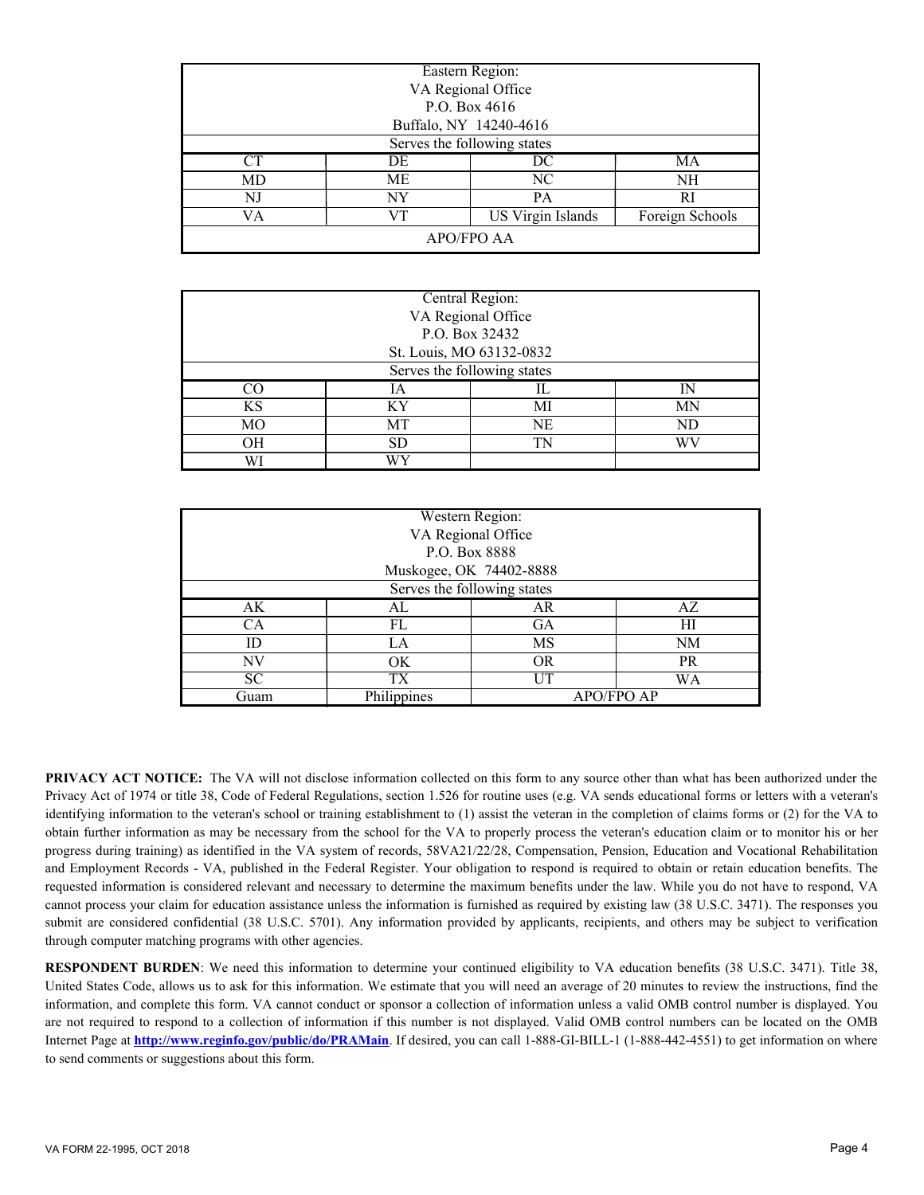| | | | |
|---|---|---|---|
| Eastern Region: VA Regional Office P.O. Box 4616 Buffalo, NY 14240-4616 | | | |
| Serves the following states | | | |
| CT | DE | DC | MA |
| MD | ME | NC | NH |
| NJ | NY | PA | RI |
| VA | VT | US Virgin Islands | Foreign Schools |
| APO/FPO AA | | | |

| | | | |
|---|---|---|---|
| Central Region: VA Regional Office P.O. Box 32432 St. Louis, MO 63132-0832 | | | |
| Serves the following states | | | |
| CO | IA | IL | IN |
| KS | KY | MI | MN |
| MO | MT | NE | ND |
| OH | SD | TN | WV |
| WI | WY | | |

| | | | |
|---|---|---|---|
| Western Region: VA Regional Office P.O. Box 8888 Muskogee, OK 74402-8888 | | | |
| Serves the following states | | | |
| AK | AL | AR | AZ |
| CA | FL | GA | HI |
| ID | LA | MS | NM |
| NV | OK | OR | PR |
| SC | TX | UT | WA |
| Guam | Philippines | APO/FPO AP | |

**PRIVACY ACT NOTICE:** The VA will not disclose information collected on this form to any source other than what has been authorized under the Privacy Act of 1974 or title 38, Code of Federal Regulations, section 1.526 for routine uses (e.g. VA sends educational forms or letters with a veteran's identifying information to the veteran's school or training establishment to (1) assist the veteran in the completion of claims forms or (2) for the VA to obtain further information as may be necessary from the school for the VA to properly process the veteran's education claim or to monitor his or her progress during training) as identified in the VA system of records, 58VA21/22/28, Compensation, Pension, Education and Vocational Rehabilitation and Employment Records - VA, published in the Federal Register. Your obligation to respond is required to obtain or retain education benefits. The requested information is considered relevant and necessary to determine the maximum benefits under the law. While you do not have to respond, VA cannot process your claim for education assistance unless the information is furnished as required by existing law (38 U.S.C. 3471). The responses you submit are considered confidential (38 U.S.C. 5701). Any information provided by applicants, recipients, and others may be subject to verification through computer matching programs with other agencies.

**RESPONDENT BURDEN**: We need this information to determine your continued eligibility to VA education benefits (38 U.S.C. 3471). Title 38, United States Code, allows us to ask for this information. We estimate that you will need an average of 20 minutes to review the instructions, find the information, and complete this form. VA cannot conduct or sponsor a collection of information unless a valid OMB control number is displayed. You are not required to respond to a collection of information if this number is not displayed. Valid OMB control numbers can be located on the OMB Internet Page at **http://www.reginfo.gov/public/do/PRAMain**. If desired, you can call 1-888-GI-BILL-1 (1-888-442-4551) to get information on where to send comments or suggestions about this form.

VA FORM 22-1995, OCT 2018